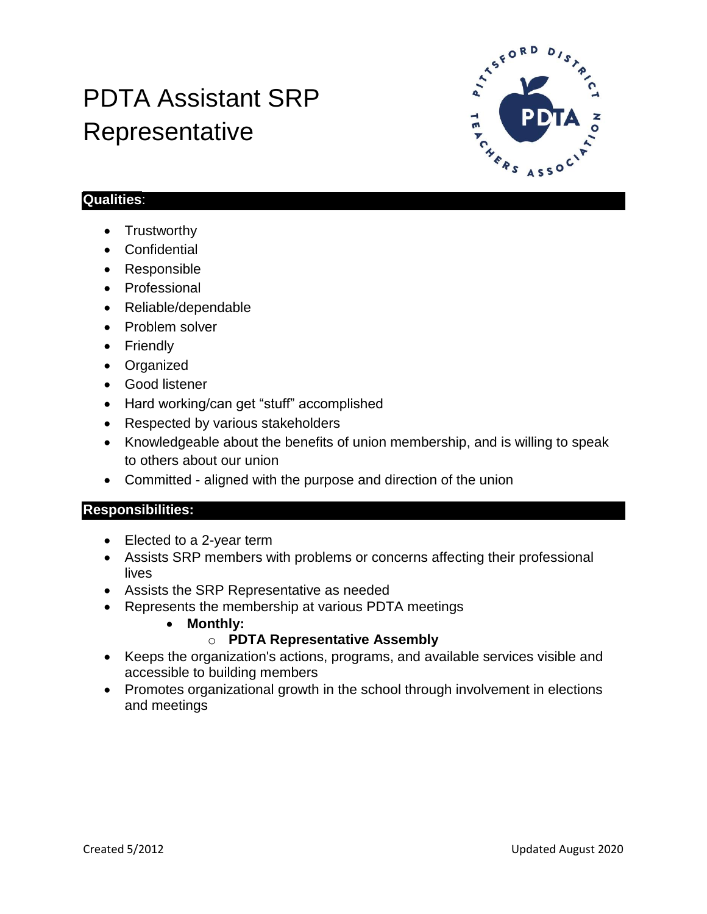# PDTA Assistant SRP Representative

## Qualities:

- Trustworthy
- Confidential
- Responsible
- Professional
- Reliable/dependable
- Problem solver
- Friendly
- Organized
- Good listener
- Hard working/can get "stuff" accomplished
- Respected by various stakeholders
- Knowledgeable about the benefits of union membership, and is willing to speak to others about our union
- Committed - aligned with the purpose and direction of the union

## Responsibilities:

- Elected to a 2-year term
- Assists SRP members with problems or concerns affecting their professional lives
- Assists the SRP Representative as needed
- Represents the membership at various PDTA meetings
    - **Monthly:**
        - **PDTA Representative Assembly**
- Keeps the organization's actions, programs, and available services visible and accessible to building members
- Promotes organizational growth in the school through involvement in elections and meetings

Created 5/2012

Updated August 2020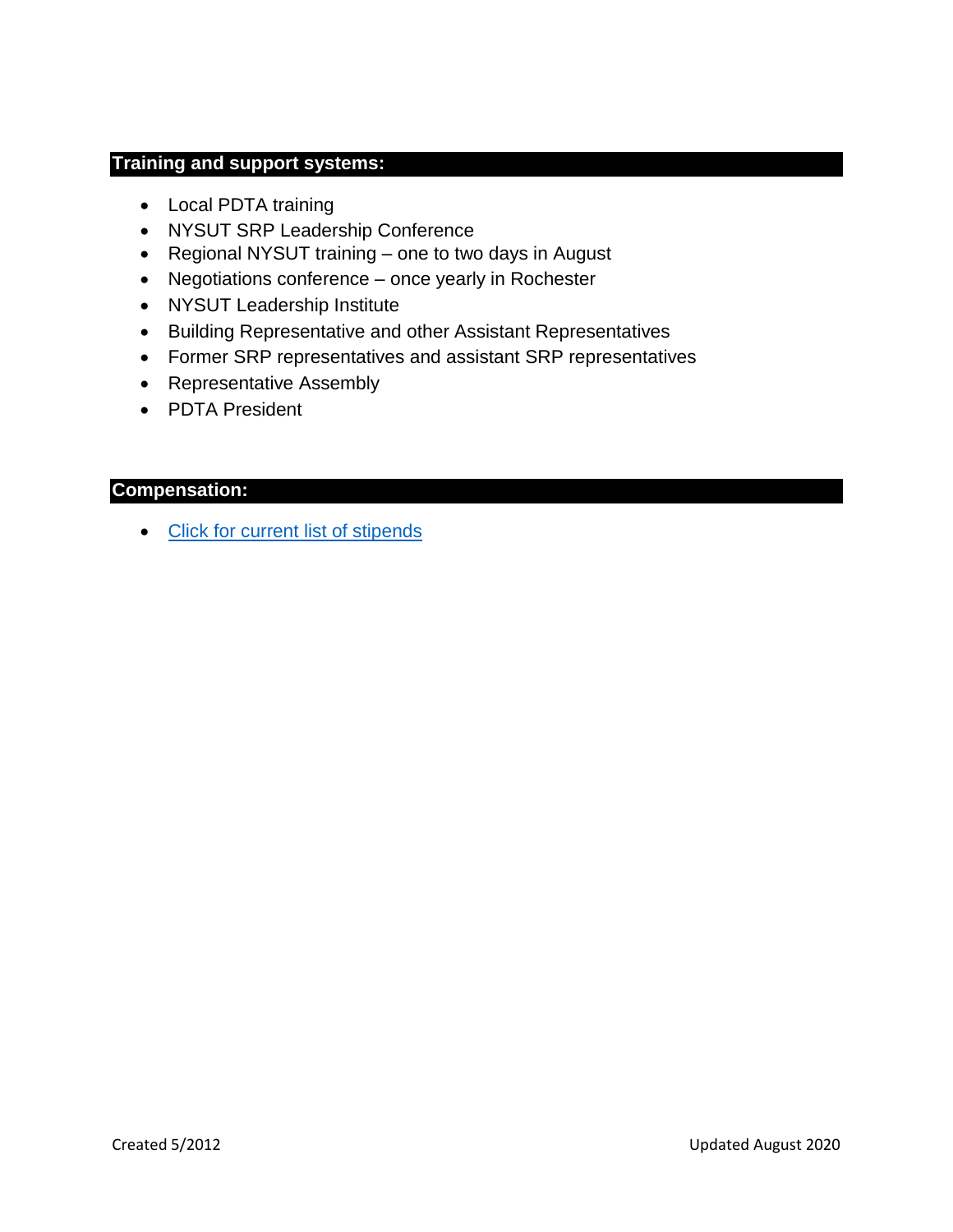## Training and support systems:

- Local PDTA training
- NYSUT SRP Leadership Conference
- Regional NYSUT training – one to two days in August
- Negotiations conference – once yearly in Rochester
- NYSUT Leadership Institute
- Building Representative and other Assistant Representatives
- Former SRP representatives and assistant SRP representatives
- Representative Assembly
- PDTA President

## Compensation:

- Click for current list of stipends

Created 5/2012

Updated August 2020